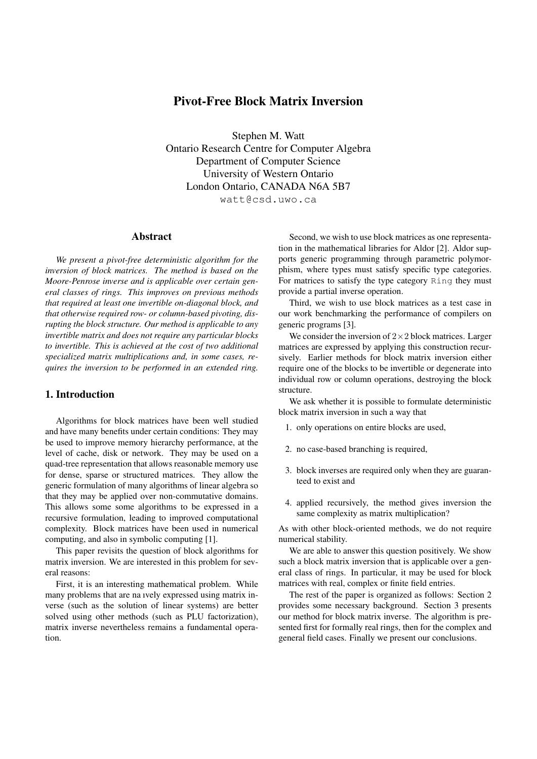# Pivot-Free Block Matrix Inversion

Stephen M. Watt
Ontario Research Centre for Computer Algebra
Department of Computer Science
University of Western Ontario
London Ontario, CANADA N6A 5B7
watt@csd.uwo.ca

## Abstract

*We present a pivot-free deterministic algorithm for the inversion of block matrices. The method is based on the Moore-Penrose inverse and is applicable over certain general classes of rings. This improves on previous methods that required at least one invertible on-diagonal block, and that otherwise required row- or column-based pivoting, disrupting the block structure. Our method is applicable to any invertible matrix and does not require any particular blocks to invertible. This is achieved at the cost of two additional specialized matrix multiplications and, in some cases, requires the inversion to be performed in an extended ring.*

## 1. Introduction

Algorithms for block matrices have been well studied and have many benefits under certain conditions: They may be used to improve memory hierarchy performance, at the level of cache, disk or network. They may be used on a quad-tree representation that allows reasonable memory use for dense, sparse or structured matrices. They allow the generic formulation of many algorithms of linear algebra so that they may be applied over non-commutative domains. This allows some some algorithms to be expressed in a recursive formulation, leading to improved computational complexity. Block matrices have been used in numerical computing, and also in symbolic computing [1].

This paper revisits the question of block algorithms for matrix inversion. We are interested in this problem for several reasons:

First, it is an interesting mathematical problem. While many problems that are naıvely expressed using matrix inverse (such as the solution of linear systems) are better solved using other methods (such as PLU factorization), matrix inverse nevertheless remains a fundamental operation.

Second, we wish to use block matrices as one representation in the mathematical libraries for Aldor [2]. Aldor supports generic programming through parametric polymorphism, where types must satisfy specific type categories. For matrices to satisfy the type category `Ring` they must provide a partial inverse operation.

Third, we wish to use block matrices as a test case in our work benchmarking the performance of compilers on generic programs [3].

We consider the inversion of $2 \times 2$ block matrices. Larger matrices are expressed by applying this construction recursively. Earlier methods for block matrix inversion either require one of the blocks to be invertible or degenerate into individual row or column operations, destroying the block structure.

We ask whether it is possible to formulate deterministic block matrix inversion in such a way that

1. only operations on entire blocks are used,
2. no case-based branching is required,
3. block inverses are required only when they are guaranteed to exist and
4. applied recursively, the method gives inversion the same complexity as matrix multiplication?

As with other block-oriented methods, we do not require numerical stability.

We are able to answer this question positively. We show such a block matrix inversion that is applicable over a general class of rings. In particular, it may be used for block matrices with real, complex or finite field entries.

The rest of the paper is organized as follows: Section 2 provides some necessary background. Section 3 presents our method for block matrix inverse. The algorithm is presented first for formally real rings, then for the complex and general field cases. Finally we present our conclusions.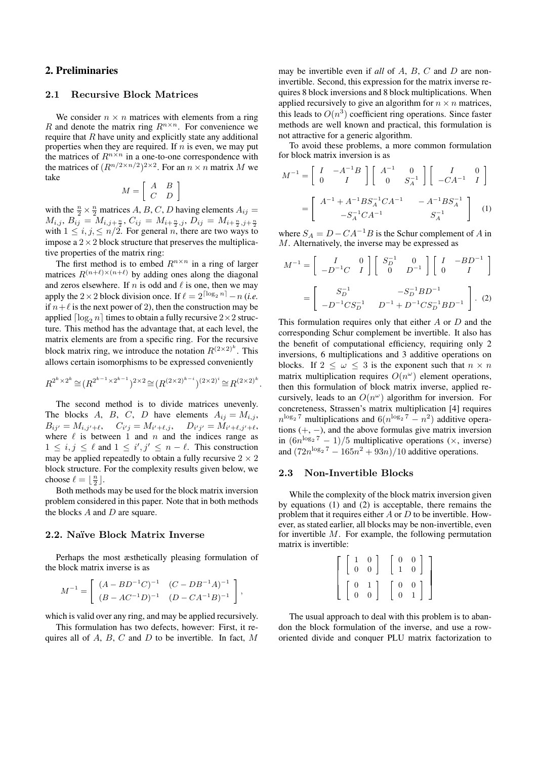## 2. Preliminaries

### 2.1 Recursive Block Matrices

We consider $n \times n$ matrices with elements from a ring $R$ and denote the matrix ring $R^{n \times n}$. For convenience we require that $R$ have unity and explicitly state any additional properties when they are required. If $n$ is even, we may put the matrices of $R^{n \times n}$ in a one-to-one correspondence with the matrices of $(R^{n/2 \times n/2})^{2 \times 2}$. For an $n \times n$ matrix $M$ we take

$$M = \left[ \begin{array}{cc} A & B \\ C & D \end{array} \right]$$

with the $\frac{n}{2} \times \frac{n}{2}$ matrices $A$, $B$, $C$, $D$ having elements $A_{ij} = M_{i,j}$, $B_{ij} = M_{i,j+\frac{n}{2}}$, $C_{ij} = M_{i+\frac{n}{2},j}$, $D_{ij} = M_{i+\frac{n}{2},j+\frac{n}{2}}$ with $1 \le i, j, \le n/2$. For general $n$, there are two ways to impose a $2 \times 2$ block structure that preserves the multiplicative properties of the matrix ring:

The first method is to embed $R^{n \times n}$ in a ring of larger matrices $R^{(n+\ell)\times(n+\ell)}$ by adding ones along the diagonal and zeros elsewhere. If $n$ is odd and $\ell$ is one, then we may apply the $2 \times 2$ block division once. If $\ell = 2^{\lceil \log_2 n \rceil} - n$ (*i.e.* if $n+\ell$ is the next power of 2), then the construction may be applied $\lceil \log_2 n \rceil$ times to obtain a fully recursive $2 \times 2$ structure. This method has the advantage that, at each level, the matrix elements are from a specific ring. For the recursive block matrix ring, we introduce the notation $R^{(2\times 2)^k}$. This allows certain isomorphisms to be expressed conveniently

$$R^{2^k \times 2^k} \cong (R^{2^{k-1} \times 2^{k-1}})^{2\times 2} \cong (R^{(2\times 2)^{k-i}})^{(2\times 2)^i} \cong R^{(2\times 2)^k}.$$

The second method is to divide matrices unevenly. The blocks $A$, $B$, $C$, $D$ have elements $A_{ij} = M_{i,j}$, $B_{ij'} = M_{i,j'+\ell}$, $C_{i'j} = M_{i'+\ell,j}$, $D_{i'j'} = M_{i'+\ell,j'+\ell}$, where $\ell$ is between 1 and $n$ and the indices range as $1 \le i, j \le \ell$ and $1 \le i', j' \le n - \ell$. This construction may be applied repeatedly to obtain a fully recursive $2 \times 2$ block structure. For the complexity results given below, we choose $\ell = \lfloor \frac{n}{2} \rfloor$.

Both methods may be used for the block matrix inversion problem considered in this paper. Note that in both methods the blocks $A$ and $D$ are square.

### 2.2. Naïve Block Matrix Inverse

Perhaps the most æsthetically pleasing formulation of the block matrix inverse is as

$$M^{-1} = \left[ \begin{array}{cc} (A - BD^{-1}C)^{-1} & (C - DB^{-1}A)^{-1} \\ (B - AC^{-1}D)^{-1} & (D - CA^{-1}B)^{-1} \end{array} \right],$$

which is valid over any ring, and may be applied recursively.

This formulation has two defects, however: First, it requires all of $A$, $B$, $C$ and $D$ to be invertible. In fact, $M$ may be invertible even if *all* of $A$, $B$, $C$ and $D$ are non-invertible. Second, this expression for the matrix inverse requires 8 block inversions and 8 block multiplications. When applied recursively to give an algorithm for $n \times n$ matrices, this leads to $O(n^3)$ coefficient ring operations. Since faster methods are well known and practical, this formulation is not attractive for a generic algorithm.

To avoid these problems, a more common formulation for block matrix inversion is as

$$M^{-1} = \left[ \begin{array}{cc} I & -A^{-1}B \\ 0 & I \end{array} \right] \left[ \begin{array}{cc} A^{-1} & 0 \\ 0 & S_A^{-1} \end{array} \right] \left[ \begin{array}{cc} I & 0 \\ -CA^{-1} & I \end{array} \right]$$

$$= \left[ \begin{array}{cc} A^{-1} + A^{-1}BS_A^{-1}CA^{-1} & -A^{-1}BS_A^{-1} \\ -S_A^{-1}CA^{-1} & S_A^{-1} \end{array} \right] \quad (1)$$

where $S_A = D - CA^{-1}B$ is the Schur complement of $A$ in $M$. Alternatively, the inverse may be expressed as

$$M^{-1} = \left[ \begin{array}{cc} I & 0 \\ -D^{-1}C & I \end{array} \right] \left[ \begin{array}{cc} S_D^{-1} & 0 \\ 0 & D^{-1} \end{array} \right] \left[ \begin{array}{cc} I & -BD^{-1} \\ 0 & I \end{array} \right]$$

$$= \left[ \begin{array}{cc} S_D^{-1} & -S_D^{-1}BD^{-1} \\ -D^{-1}CS_D^{-1} & D^{-1} + D^{-1}CS_D^{-1}BD^{-1} \end{array} \right]. \quad (2)$$

This formulation requires only that either $A$ or $D$ and the corresponding Schur complement be invertible. It also has the benefit of computational efficiency, requiring only 2 inversions, 6 multiplications and 3 additive operations on blocks. If $2 \le \omega \le 3$ is the exponent such that $n \times n$ matrix multiplication requires $O(n^\omega)$ element operations, then this formulation of block matrix inverse, applied recursively, leads to an $O(n^\omega)$ algorithm for inversion. For concreteness, Strassen's matrix multiplication [4] requires $n^{\log_2 7}$ multiplications and $6(n^{\log_2 7} - n^2)$ additive operations $(+, -)$, and the above formulas give matrix inversion in $(6n^{\log_2 7} - 1)/5$ multiplicative operations ($\times$, inverse) and $(72n^{\log_2 7} - 165n^2 + 93n)/10$ additive operations.

### 2.3 Non-Invertible Blocks

While the complexity of the block matrix inversion given by equations (1) and (2) is acceptable, there remains the problem that it requires either $A$ or $D$ to be invertible. However, as stated earlier, all blocks may be non-invertible, even for invertible $M$. For example, the following permutation matrix is invertible:

$$\left[ \begin{array}{cc} \left[ \begin{array}{cc} 1 & 0 \\ 0 & 0 \end{array} \right] & \left[ \begin{array}{cc} 0 & 0 \\ 1 & 0 \end{array} \right] \\ \left[ \begin{array}{cc} 0 & 1 \\ 0 & 0 \end{array} \right] & \left[ \begin{array}{cc} 0 & 0 \\ 0 & 1 \end{array} \right] \end{array} \right]$$

The usual approach to deal with this problem is to abandon the block formulation of the inverse, and use a row-oriented divide and conquer PLU matrix factorization to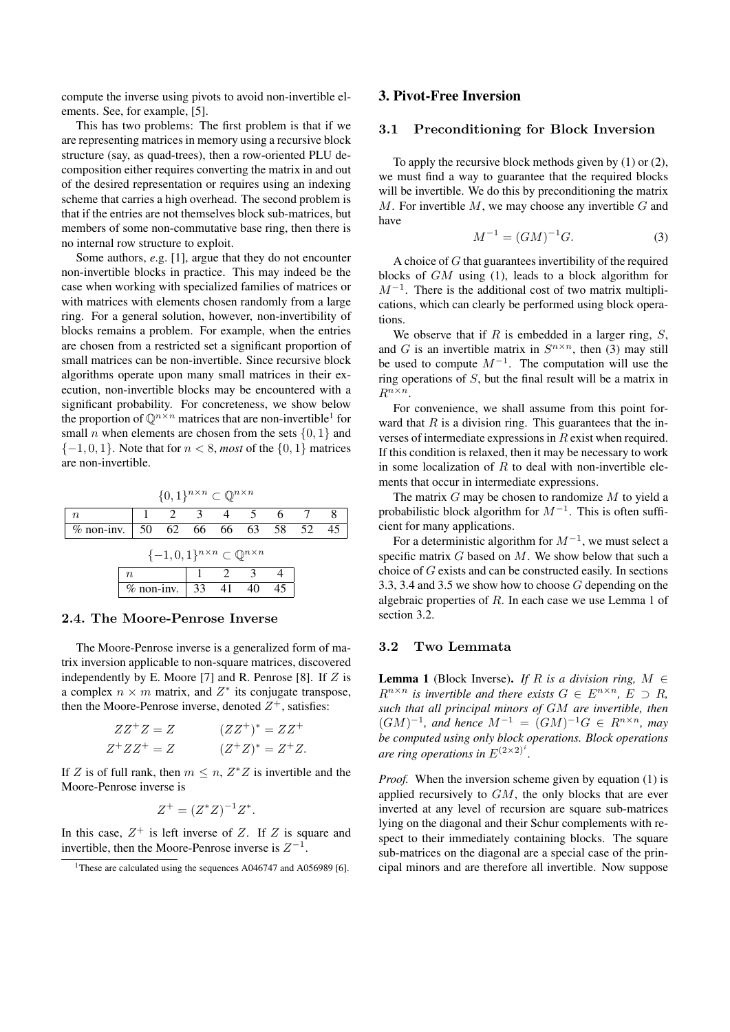compute the inverse using pivots to avoid non-invertible elements. See, for example, [5].

This has two problems: The first problem is that if we are representing matrices in memory using a recursive block structure (say, as quad-trees), then a row-oriented PLU decomposition either requires converting the matrix in and out of the desired representation or requires using an indexing scheme that carries a high overhead. The second problem is that if the entries are not themselves block sub-matrices, but members of some non-commutative base ring, then there is no internal row structure to exploit.

Some authors, *e.g.* [1], argue that they do not encounter non-invertible blocks in practice. This may indeed be the case when working with specialized families of matrices or with matrices with elements chosen randomly from a large ring. For a general solution, however, non-invertibility of blocks remains a problem. For example, when the entries are chosen from a restricted set a significant proportion of small matrices can be non-invertible. Since recursive block algorithms operate upon many small matrices in their execution, non-invertible blocks may be encountered with a significant probability. For concreteness, we show below the proportion of $\mathbb{Q}^{n\times n}$ matrices that are non-invertible[1] for small $n$ when elements are chosen from the sets $\{0,1\}$ and $\{-1,0,1\}$. Note that for $n<8$, *most* of the $\{0,1\}$ matrices are non-invertible.

$\{0,1\}^{n\times n} \subset \mathbb{Q}^{n\times n}$

| $n$ | 1 | 2 | 3 | 4 | 5 | 6 | 7 | 8 |
|---|---|---|---|---|---|---|---|---|
| % non-inv. | 50 | 62 | 66 | 66 | 63 | 58 | 52 | 45 |

$\{-1,0,1\}^{n\times n} \subset \mathbb{Q}^{n\times n}$

| $n$ | 1 | 2 | 3 | 4 |
|---|---|---|---|---|
| % non-inv. | 33 | 41 | 40 | 45 |

### 2.4. The Moore-Penrose Inverse

The Moore-Penrose inverse is a generalized form of matrix inversion applicable to non-square matrices, discovered independently by E. Moore [7] and R. Penrose [8]. If $Z$ is a complex $n\times m$ matrix, and $Z^*$ its conjugate transpose, then the Moore-Penrose inverse, denoted $Z^+$, satisfies:

$$ZZ^+Z = Z \qquad (ZZ^+)^* = ZZ^+$$
$$Z^+ZZ^+ = Z \qquad (Z^+Z)^* = Z^+Z.$$

If $Z$ is of full rank, then $m \le n$, $Z^*Z$ is invertible and the Moore-Penrose inverse is

$$Z^+ = (Z^*Z)^{-1}Z^*.$$

In this case, $Z^+$ is left inverse of $Z$. If $Z$ is square and invertible, then the Moore-Penrose inverse is $Z^{-1}$.

[1] These are calculated using the sequences A046747 and A056989 [6].

## 3. Pivot-Free Inversion

### 3.1 Preconditioning for Block Inversion

To apply the recursive block methods given by (1) or (2), we must find a way to guarantee that the required blocks will be invertible. We do this by preconditioning the matrix $M$. For invertible $M$, we may choose any invertible $G$ and have

$$M^{-1} = (GM)^{-1}G. \tag{3}$$

A choice of $G$ that guarantees invertibility of the required blocks of $GM$ using (1), leads to a block algorithm for $M^{-1}$. There is the additional cost of two matrix multiplications, which can clearly be performed using block operations.

We observe that if $R$ is embedded in a larger ring, $S$, and $G$ is an invertible matrix in $S^{n\times n}$, then (3) may still be used to compute $M^{-1}$. The computation will use the ring operations of $S$, but the final result will be a matrix in $R^{n\times n}$.

For convenience, we shall assume from this point forward that $R$ is a division ring. This guarantees that the inverses of intermediate expressions in $R$ exist when required. If this condition is relaxed, then it may be necessary to work in some localization of $R$ to deal with non-invertible elements that occur in intermediate expressions.

The matrix $G$ may be chosen to randomize $M$ to yield a probabilistic block algorithm for $M^{-1}$. This is often sufficient for many applications.

For a deterministic algorithm for $M^{-1}$, we must select a specific matrix $G$ based on $M$. We show below that such a choice of $G$ exists and can be constructed easily. In sections 3.3, 3.4 and 3.5 we show how to choose $G$ depending on the algebraic properties of $R$. In each case we use Lemma 1 of section 3.2.

### 3.2 Two Lemmata

**Lemma 1** (Block Inverse). *If $R$ is a division ring, $M \in R^{n\times n}$ is invertible and there exists $G \in E^{n\times n}$, $E \supset R$, such that all principal minors of $GM$ are invertible, then $(GM)^{-1}$, and hence $M^{-1} = (GM)^{-1}G \in R^{n\times n}$, may be computed using only block operations. Block operations are ring operations in $E^{(2\times 2)^i}$.*

*Proof.* When the inversion scheme given by equation (1) is applied recursively to $GM$, the only blocks that are ever inverted at any level of recursion are square sub-matrices lying on the diagonal and their Schur complements with respect to their immediately containing blocks. The square sub-matrices on the diagonal are a special case of the principal minors and are therefore all invertible. Now suppose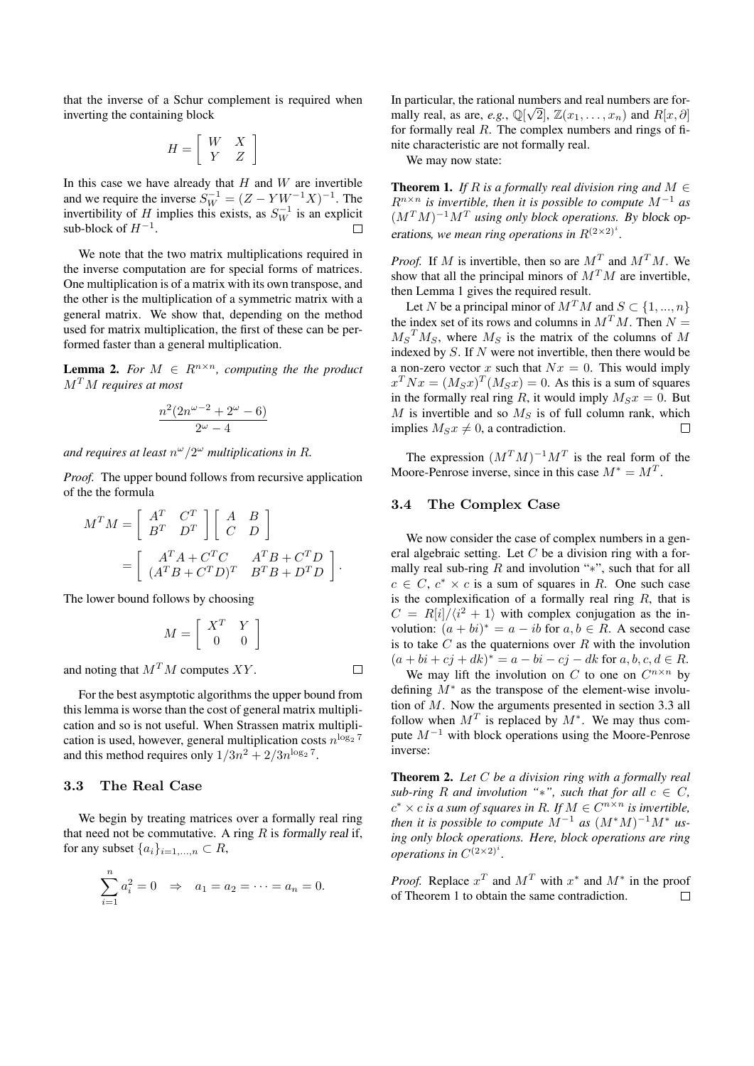that the inverse of a Schur complement is required when inverting the containing block

$$H = \begin{bmatrix} W & X \\ Y & Z \end{bmatrix}$$

In this case we have already that $H$ and $W$ are invertible and we require the inverse $S_W^{-1} = (Z - YW^{-1}X)^{-1}$. The invertibility of $H$ implies this exists, as $S_W^{-1}$ is an explicit sub-block of $H^{-1}$. □

We note that the two matrix multiplications required in the inverse computation are for special forms of matrices. One multiplication is of a matrix with its own transpose, and the other is the multiplication of a symmetric matrix with a general matrix. We show that, depending on the method used for matrix multiplication, the first of these can be performed faster than a general multiplication.

**Lemma 2.** *For $M \in R^{n\times n}$, computing the the product $M^TM$ requires at most*

$$\frac{n^2(2n^{\omega-2} + 2^\omega - 6)}{2^\omega - 4}$$

*and requires at least $n^\omega/2^\omega$ multiplications in $R$.*

*Proof.* The upper bound follows from recursive application of the the formula

$$M^TM = \begin{bmatrix} A^T & C^T \\ B^T & D^T \end{bmatrix} \begin{bmatrix} A & B \\ C & D \end{bmatrix} = \begin{bmatrix} A^TA + C^TC & A^TB + C^TD \\ (A^TB + C^TD)^T & B^TB + D^TD \end{bmatrix}.$$

The lower bound follows by choosing

$$M = \begin{bmatrix} X^T & Y \\ 0 & 0 \end{bmatrix}$$

and noting that $M^TM$ computes $XY$. □

For the best asymptotic algorithms the upper bound from this lemma is worse than the cost of general matrix multiplication and so is not useful. When Strassen matrix multiplication is used, however, general multiplication costs $n^{\log_2 7}$ and this method requires only $1/3n^2 + 2/3n^{\log_2 7}$.

### 3.3 The Real Case

We begin by treating matrices over a formally real ring that need not be commutative. A ring $R$ is *formally real* if, for any subset $\{a_i\}_{i=1,\ldots,n} \subset R$,

$$\sum_{i=1}^{n} a_i^2 = 0 \quad \Rightarrow \quad a_1 = a_2 = \cdots = a_n = 0.$$

In particular, the rational numbers and real numbers are formally real, as are, *e.g.*, $\mathbb{Q}[\sqrt{2}]$, $\mathbb{Z}(x_1, \ldots, x_n)$ and $R[x, \partial]$ for formally real $R$. The complex numbers and rings of finite characteristic are not formally real.

We may now state:

**Theorem 1.** *If $R$ is a formally real division ring and $M \in R^{n\times n}$ is invertible, then it is possible to compute $M^{-1}$ as $(M^TM)^{-1}M^T$ using only block operations. By block operations, we mean ring operations in $R^{(2\times 2)^i}$.*

*Proof.* If $M$ is invertible, then so are $M^T$ and $M^TM$. We show that all the principal minors of $M^TM$ are invertible, then Lemma 1 gives the required result.

Let $N$ be a principal minor of $M^TM$ and $S \subset \{1, ..., n\}$ the index set of its rows and columns in $M^TM$. Then $N = {M_S}^TM_S$, where $M_S$ is the matrix of the columns of $M$ indexed by $S$. If $N$ were not invertible, then there would be a non-zero vector $x$ such that $Nx = 0$. This would imply $x^TNx = (M_Sx)^T(M_Sx) = 0$. As this is a sum of squares in the formally real ring $R$, it would imply $M_Sx = 0$. But $M$ is invertible and so $M_S$ is of full column rank, which implies $M_Sx \neq 0$, a contradiction. □

The expression $(M^TM)^{-1}M^T$ is the real form of the Moore-Penrose inverse, since in this case $M^* = M^T$.

### 3.4 The Complex Case

We now consider the case of complex numbers in a general algebraic setting. Let $C$ be a division ring with a formally real sub-ring $R$ and involution "$*$", such that for all $c \in C$, $c^* \times c$ is a sum of squares in $R$. One such case is the complexification of a formally real ring $R$, that is $C = R[i]/\langle i^2 + 1\rangle$ with complex conjugation as the involution: $(a + bi)^* = a - ib$ for $a, b \in R$. A second case is to take $C$ as the quaternions over $R$ with the involution $(a + bi + cj + dk)^* = a - bi - cj - dk$ for $a, b, c, d \in R$.

We may lift the involution on $C$ to one on $C^{n\times n}$ by defining $M^*$ as the transpose of the element-wise involution of $M$. Now the arguments presented in section 3.3 all follow when $M^T$ is replaced by $M^*$. We may thus compute $M^{-1}$ with block operations using the Moore-Penrose inverse:

**Theorem 2.** *Let $C$ be a division ring with a formally real sub-ring $R$ and involution "$*$", such that for all $c \in C$, $c^* \times c$ is a sum of squares in $R$. If $M \in C^{n\times n}$ is invertible, then it is possible to compute $M^{-1}$ as $(M^*M)^{-1}M^*$ using only block operations. Here, block operations are ring operations in $C^{(2\times 2)^i}$.*

*Proof.* Replace $x^T$ and $M^T$ with $x^*$ and $M^*$ in the proof of Theorem 1 to obtain the same contradiction. □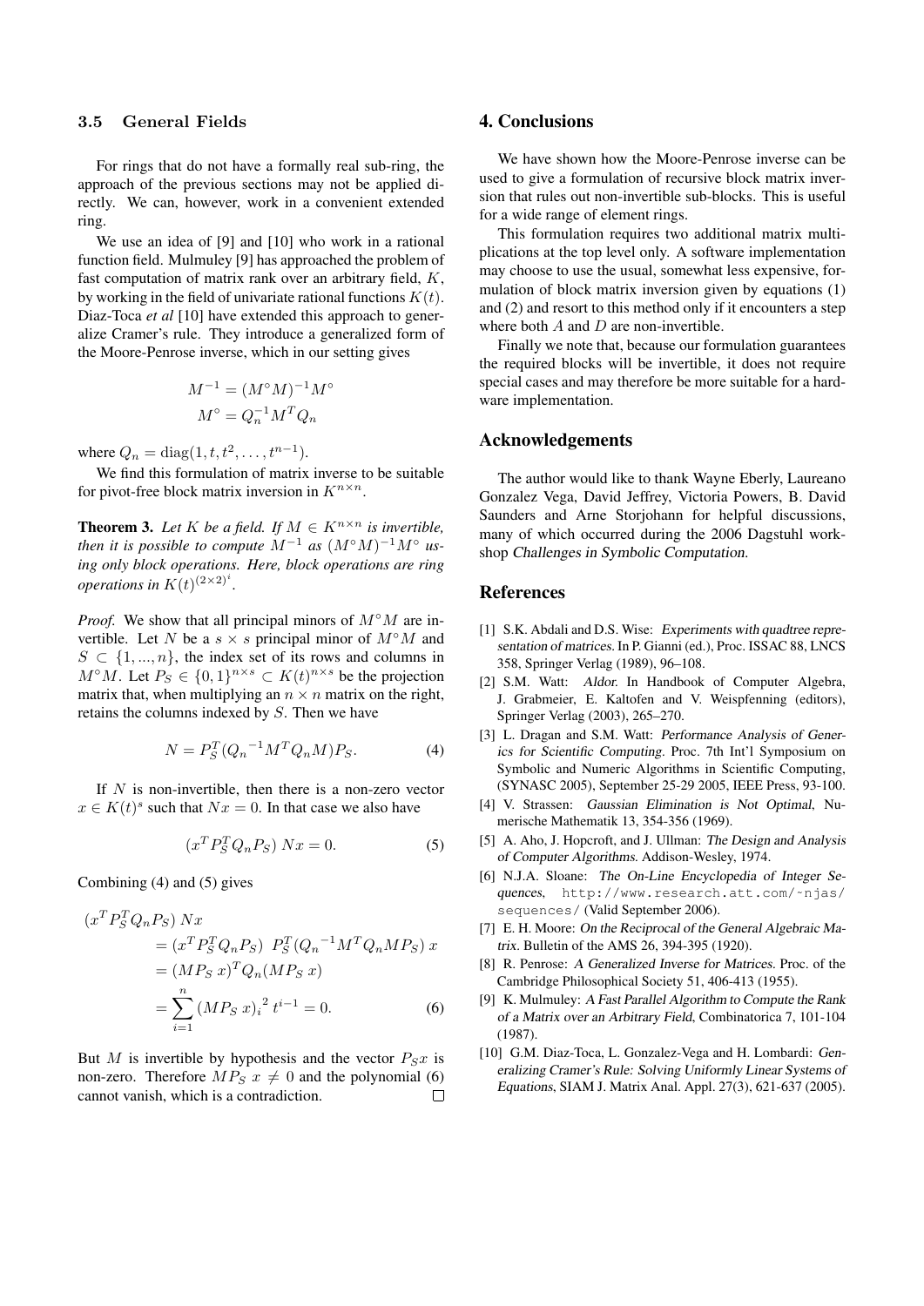### 3.5 General Fields

For rings that do not have a formally real sub-ring, the approach of the previous sections may not be applied directly. We can, however, work in a convenient extended ring.

We use an idea of [9] and [10] who work in a rational function field. Mulmuley [9] has approached the problem of fast computation of matrix rank over an arbitrary field, $K$, by working in the field of univariate rational functions $K(t)$. Diaz-Toca *et al* [10] have extended this approach to generalize Cramer's rule. They introduce a generalized form of the Moore-Penrose inverse, which in our setting gives

$$M^{-1} = (M^\circ M)^{-1} M^\circ$$
$$M^\circ = Q_n^{-1} M^T Q_n$$

where $Q_n = \mathrm{diag}(1, t, t^2, \ldots, t^{n-1})$.

We find this formulation of matrix inverse to be suitable for pivot-free block matrix inversion in $K^{n \times n}$.

**Theorem 3.** *Let $K$ be a field. If $M \in K^{n\times n}$ is invertible, then it is possible to compute $M^{-1}$ as $(M^\circ M)^{-1} M^\circ$ using only block operations. Here, block operations are ring operations in $K(t)^{(2\times 2)^i}$.*

*Proof.* We show that all principal minors of $M^\circ M$ are invertible. Let $N$ be a $s \times s$ principal minor of $M^\circ M$ and $S \subset \{1, ..., n\}$, the index set of its rows and columns in $M^\circ M$. Let $P_S \in \{0,1\}^{n\times s} \subset K(t)^{n \times s}$ be the projection matrix that, when multiplying an $n \times n$ matrix on the right, retains the columns indexed by $S$. Then we have

$$N = P_S^T ({Q_n}^{-1} M^T Q_n M) P_S. \tag{4}$$

If $N$ is non-invertible, then there is a non-zero vector $x \in K(t)^s$ such that $Nx = 0$. In that case we also have

$$(x^T P_S^T Q_n P_S)\ Nx = 0. \tag{5}$$

Combining (4) and (5) gives

$$\begin{aligned}
(x^T P_S^T Q_n P_S)\ Nx & \\
&= (x^T P_S^T Q_n P_S)\ \ P_S^T ({Q_n}^{-1} M^T Q_n M P_S)\, x \\
&= (M P_S\, x)^T Q_n (M P_S\, x) \\
&= \sum_{i=1}^{n} {(M P_S\, x)_i}^2\, t^{i-1} = 0.
\end{aligned} \tag{6}$$

But $M$ is invertible by hypothesis and the vector $P_S x$ is non-zero. Therefore $M P_S\ x \neq 0$ and the polynomial (6) cannot vanish, which is a contradiction. □

## 4. Conclusions

We have shown how the Moore-Penrose inverse can be used to give a formulation of recursive block matrix inversion that rules out non-invertible sub-blocks. This is useful for a wide range of element rings.

This formulation requires two additional matrix multiplications at the top level only. A software implementation may choose to use the usual, somewhat less expensive, formulation of block matrix inversion given by equations (1) and (2) and resort to this method only if it encounters a step where both $A$ and $D$ are non-invertible.

Finally we note that, because our formulation guarantees the required blocks will be invertible, it does not require special cases and may therefore be more suitable for a hardware implementation.

## Acknowledgements

The author would like to thank Wayne Eberly, Laureano Gonzalez Vega, David Jeffrey, Victoria Powers, B. David Saunders and Arne Storjohann for helpful discussions, many of which occurred during the 2006 Dagstuhl workshop *Challenges in Symbolic Computation*.

## References

[1] S.K. Abdali and D.S. Wise: *Experiments with quadtree representation of matrices*. In P. Gianni (ed.), Proc. ISSAC 88, LNCS 358, Springer Verlag (1989), 96–108.

[2] S.M. Watt: *Aldor*. In Handbook of Computer Algebra, J. Grabmeier, E. Kaltofen and V. Weispfenning (editors), Springer Verlag (2003), 265–270.

[3] L. Dragan and S.M. Watt: *Performance Analysis of Generics for Scientific Computing*. Proc. 7th Int'l Symposium on Symbolic and Numeric Algorithms in Scientific Computing, (SYNASC 2005), September 25-29 2005, IEEE Press, 93-100.

[4] V. Strassen: *Gaussian Elimination is Not Optimal*, Numerische Mathematik 13, 354-356 (1969).

[5] A. Aho, J. Hopcroft, and J. Ullman: *The Design and Analysis of Computer Algorithms*. Addison-Wesley, 1974.

[6] N.J.A. Sloane: *The On-Line Encyclopedia of Integer Sequences*, `http://www.research.att.com/~njas/sequences/` (Valid September 2006).

[7] E. H. Moore: *On the Reciprocal of the General Algebraic Matrix*. Bulletin of the AMS 26, 394-395 (1920).

[8] R. Penrose: *A Generalized Inverse for Matrices*. Proc. of the Cambridge Philosophical Society 51, 406-413 (1955).

[9] K. Mulmuley: *A Fast Parallel Algorithm to Compute the Rank of a Matrix over an Arbitrary Field*, Combinatorica 7, 101-104 (1987).

[10] G.M. Diaz-Toca, L. Gonzalez-Vega and H. Lombardi: *Generalizing Cramer's Rule: Solving Uniformly Linear Systems of Equations*, SIAM J. Matrix Anal. Appl. 27(3), 621-637 (2005).